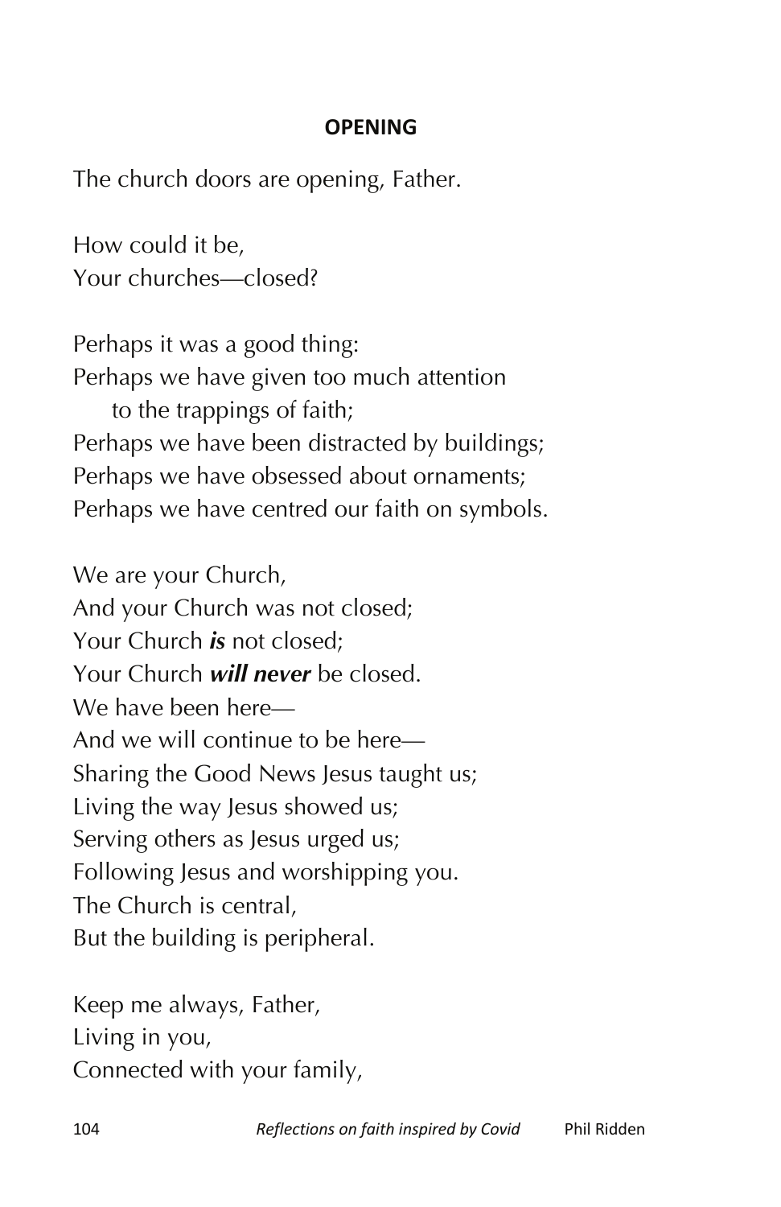## OPENING

The church doors are opening, Father.

How could it be,  
Your churches—closed?

Perhaps it was a good thing:  
Perhaps we have given too much attention  
&nbsp;&nbsp;&nbsp;&nbsp;to the trappings of faith;  
Perhaps we have been distracted by buildings;  
Perhaps we have obsessed about ornaments;  
Perhaps we have centred our faith on symbols.

We are your Church,  
And your Church was not closed;  
Your Church ***is*** not closed;  
Your Church ***will never*** be closed.  
We have been here—  
And we will continue to be here—  
Sharing the Good News Jesus taught us;  
Living the way Jesus showed us;  
Serving others as Jesus urged us;  
Following Jesus and worshipping you.  
The Church is central,  
But the building is peripheral.

Keep me always, Father,  
Living in you,  
Connected with your family,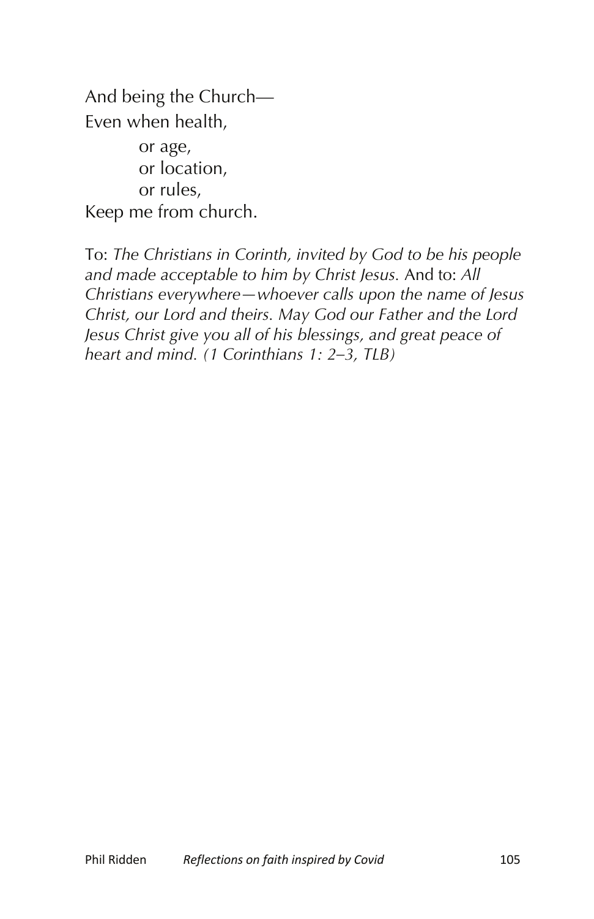And being the Church—  
Even when health,  
          or age,  
          or location,  
          or rules,  
Keep me from church.

To: *The Christians in Corinth, invited by God to be his people and made acceptable to him by Christ Jesus.* And to: *All Christians everywhere—whoever calls upon the name of Jesus Christ, our Lord and theirs. May God our Father and the Lord Jesus Christ give you all of his blessings, and great peace of heart and mind. (1 Corinthians 1: 2–3, TLB)*